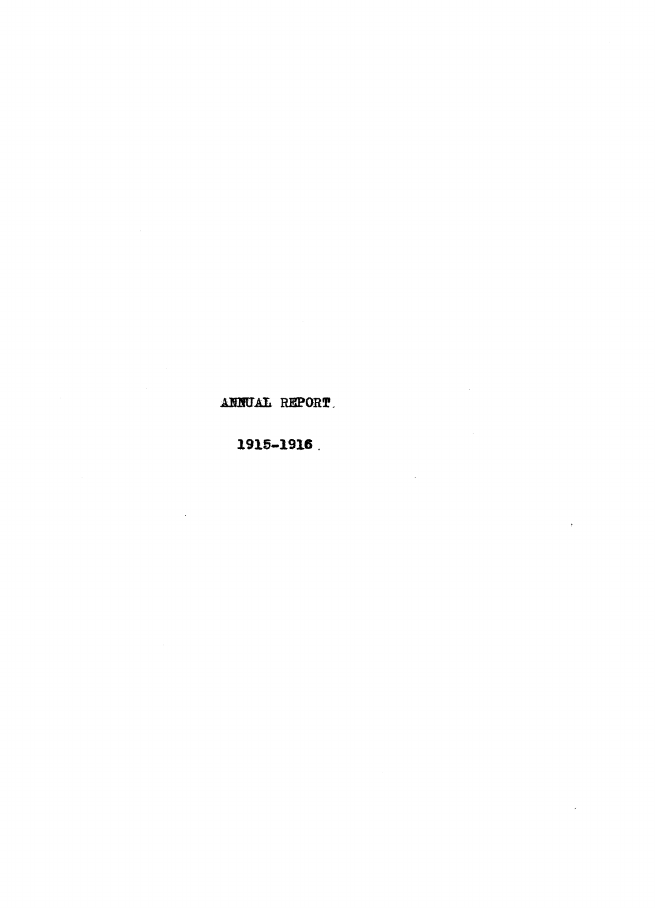# ANNUAL REPORT.

## 1915-1916.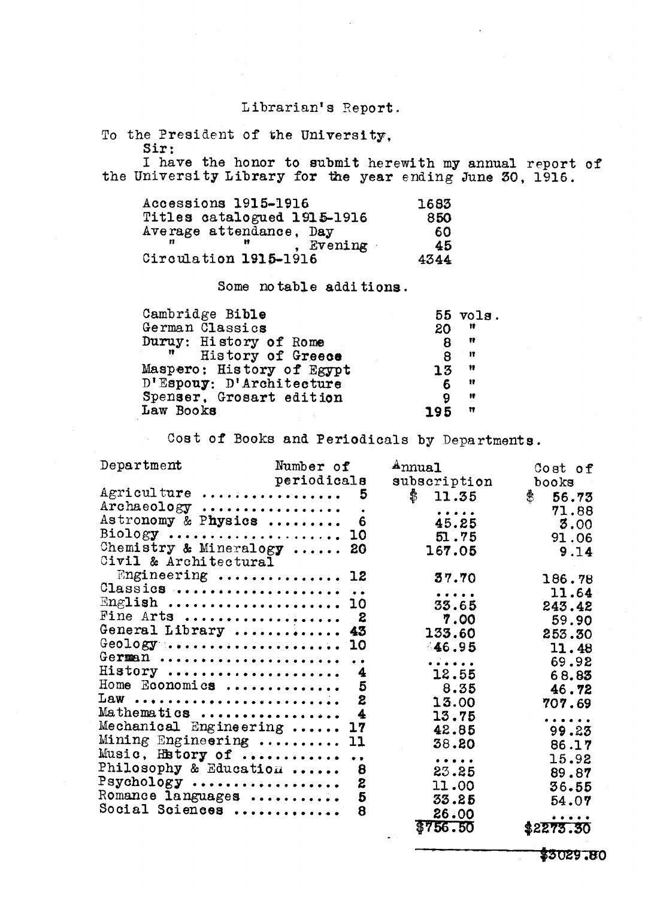# Librarian's Report.

To the President of the University,

Sir:

I have the honor to submit herewith my annual report of the University Library for the year ending June 30, 1916.

| | |
|---|---|
| Accessions 1915-1916 | 1683 |
| Titles catalogued 1915-1916 | 850 |
| Average attendance, Day | 60 |
| " " , Evening | 45 |
| Circulation 1915-1916 | 4344 |

## Some notable additions.

| | |
|---|---|
| Cambridge Bible | 55 vols. |
| German Classics | 20 " |
| Duruy: History of Rome | 8 " |
| " History of Greece | 8 " |
| Maspero: History of Egypt | 13 " |
| D'Espouy: D'Architecture | 6 " |
| Spenser, Grosart edition | 9 " |
| Law Books | 195 " |

## Cost of Books and Periodicals by Departments.

| Department | Number of periodicals | Annual subscription | Cost of books |
|---|---|---|---|
| Agriculture | 5 | $ 11.35 | $ 56.73 |
| Archaeology | . | ..... | 71.88 |
| Astronomy & Physics | 6 | 45.25 | 3.00 |
| Biology | 10 | 51.75 | 91.06 |
| Chemistry & Mineralogy | 20 | 167.05 | 9.14 |
| Civil & Architectural Engineering | 12 | 37.70 | 186.78 |
| Classics | .. | ..... | 11.64 |
| English | 10 | 33.65 | 243.42 |
| Fine Arts | 2 | 7.00 | 59.90 |
| General Library | 43 | 133.60 | 253.30 |
| Geology | 10 | 46.95 | 11.48 |
| German | .. | ...... | 69.92 |
| History | 4 | 12.55 | 68.83 |
| Home Economics | 5 | 8.35 | 46.72 |
| Law | 2 | 13.00 | 707.69 |
| Mathematics | 4 | 13.75 | ...... |
| Mechanical Engineering | 17 | 42.85 | 99.23 |
| Mining Engineering | 11 | 38.20 | 86.17 |
| Music, History of | .. | ..... | 15.92 |
| Philosophy & Education | 8 | 23.25 | 89.87 |
| Psychology | 2 | 11.00 | 36.55 |
| Romance languages | 5 | 33.25 | 54.07 |
| Social Sciences | 8 | 26.00 | ..... |
| | | $756.50 | $2273.30 |

$3029.80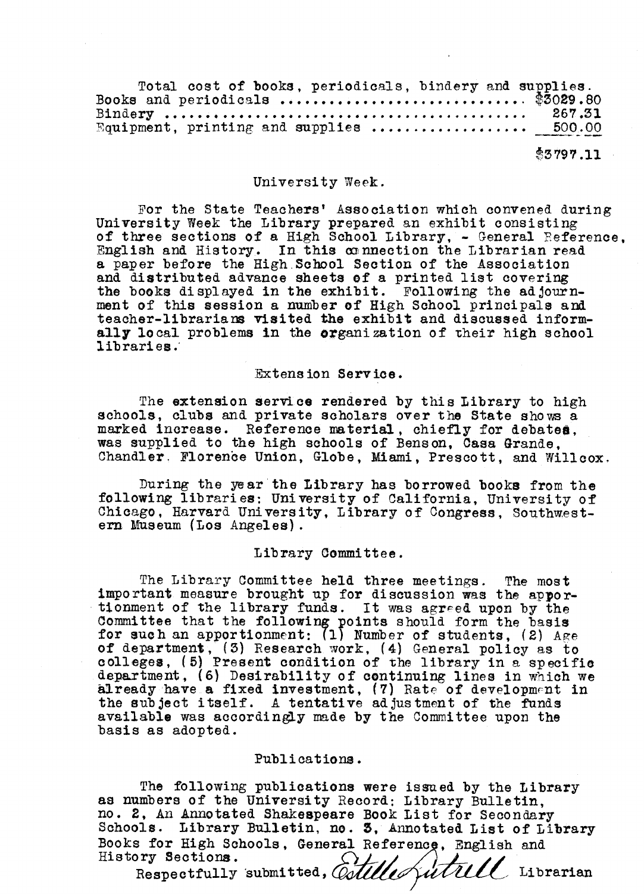Total cost of books, periodicals, bindery and supplies.

| | |
|---|---|
| Books and periodicals | \$3029.80 |
| Bindery | 267.31 |
| Equipment, printing and supplies | 500.00 |
| | \$3797.11 |

### University Week.

For the State Teachers' Association which convened during University Week the Library prepared an exhibit consisting of three sections of a High School Library, - General Reference, English and History. In this connection the Librarian read a paper before the High School Section of the Association and distributed advance sheets of a printed list covering the books displayed in the exhibit. Following the adjournment of this session a number of High School principals and teacher-librarians visited the exhibit and discussed informally local problems in the organization of their high school libraries.

### Extension Service.

The extension service rendered by this Library to high schools, clubs and private scholars over the State shows a marked increase. Reference material, chiefly for debates, was supplied to the high schools of Benson, Casa Grande, Chandler. Florence Union, Globe, Miami, Prescott, and Willcox.

During the year the Library has borrowed books from the following libraries: University of California, University of Chicago, Harvard University, Library of Congress, Southwestern Museum (Los Angeles).

### Library Committee.

The Library Committee held three meetings. The most important measure brought up for discussion was the apportionment of the library funds. It was agreed upon by the Committee that the following points should form the basis for such an apportionment: (1) Number of students, (2) Age of department, (3) Research work, (4) General policy as to colleges, (5) Present condition of the library in a specific department, (6) Desirability of continuing lines in which we already have a fixed investment, (7) Rate of development in the subject itself. A tentative adjustment of the funds available was accordingly made by the Committee upon the basis as adopted.

### Publications.

The following publications were issued by the Library as numbers of the University Record: Library Bulletin, no. 2, An Annotated Shakespeare Book List for Secondary Schools. Library Bulletin, no. 3, Annotated List of Library Books for High Schools, General Reference, English and History Sections.

Respectfully submitted, Estelle Lutrell Librarian